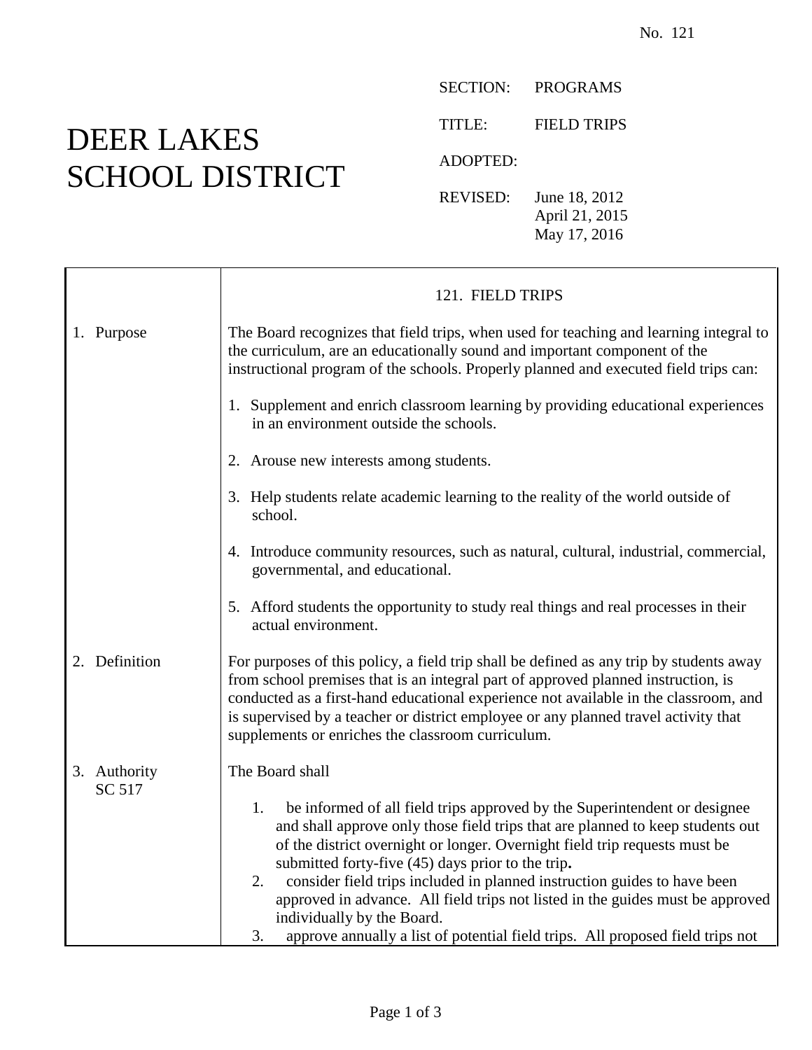No. 121

# DEER LAKES SCHOOL DISTRICT

SECTION: PROGRAMS

TITLE: FIELD TRIPS

ADOPTED:

REVISED: June 18, 2012
April 21, 2015
May 17, 2016

## 121. FIELD TRIPS

### 1. Purpose

The Board recognizes that field trips, when used for teaching and learning integral to the curriculum, are an educationally sound and important component of the instructional program of the schools. Properly planned and executed field trips can:

1. Supplement and enrich classroom learning by providing educational experiences in an environment outside the schools.
2. Arouse new interests among students.
3. Help students relate academic learning to the reality of the world outside of school.
4. Introduce community resources, such as natural, cultural, industrial, commercial, governmental, and educational.
5. Afford students the opportunity to study real things and real processes in their actual environment.

### 2. Definition

For purposes of this policy, a field trip shall be defined as any trip by students away from school premises that is an integral part of approved planned instruction, is conducted as a first-hand educational experience not available in the classroom, and is supervised by a teacher or district employee or any planned travel activity that supplements or enriches the classroom curriculum.

### 3. Authority
SC 517

The Board shall

1. be informed of all field trips approved by the Superintendent or designee and shall approve only those field trips that are planned to keep students out of the district overnight or longer. Overnight field trip requests must be submitted forty-five (45) days prior to the trip**.**
2. consider field trips included in planned instruction guides to have been approved in advance. All field trips not listed in the guides must be approved individually by the Board.
3. approve annually a list of potential field trips. All proposed field trips not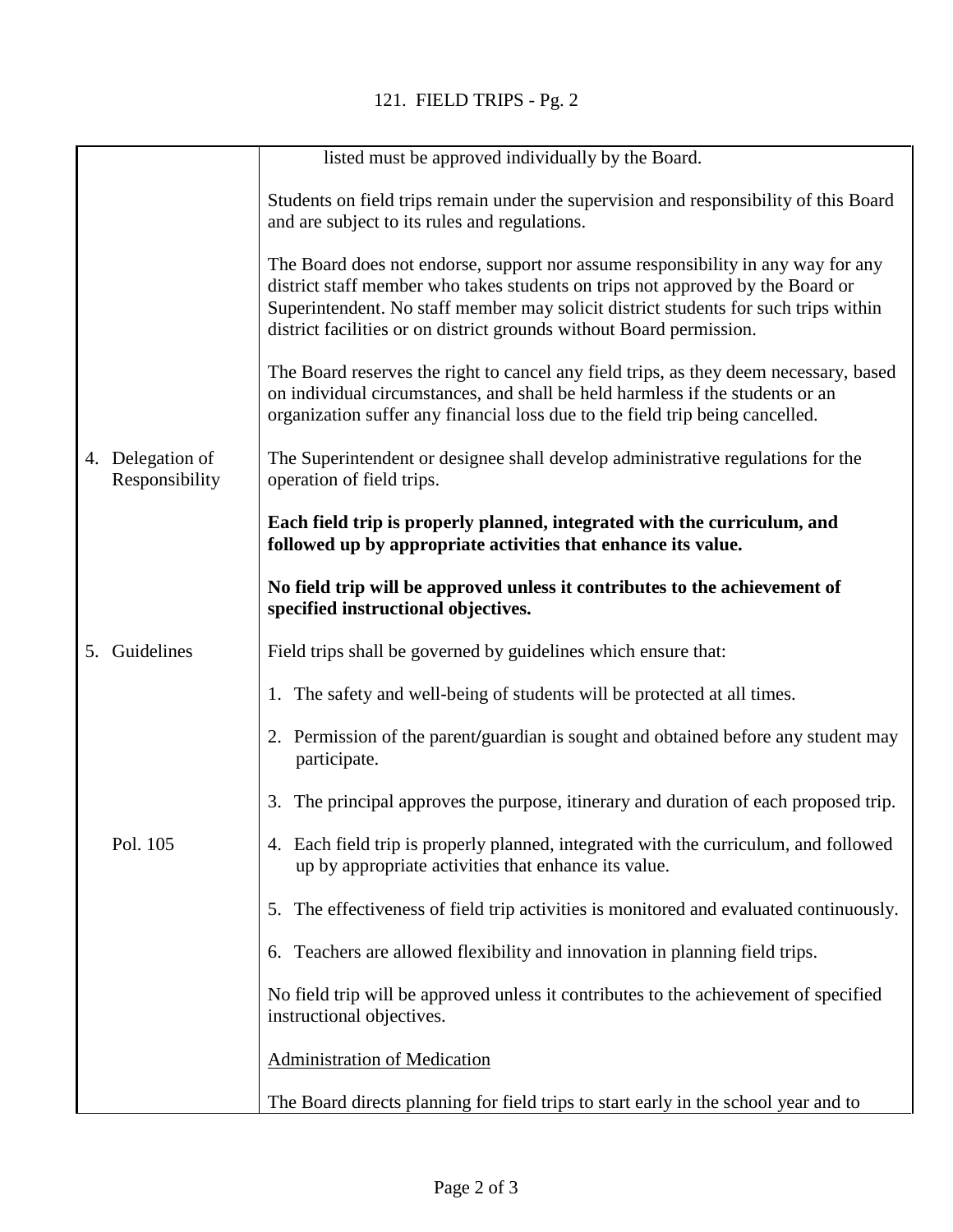listed must be approved individually by the Board.

Students on field trips remain under the supervision and responsibility of this Board and are subject to its rules and regulations.

The Board does not endorse, support nor assume responsibility in any way for any district staff member who takes students on trips not approved by the Board or Superintendent. No staff member may solicit district students for such trips within district facilities or on district grounds without Board permission.

The Board reserves the right to cancel any field trips, as they deem necessary, based on individual circumstances, and shall be held harmless if the students or an organization suffer any financial loss due to the field trip being cancelled.

## 4. Delegation of Responsibility

The Superintendent or designee shall develop administrative regulations for the operation of field trips.

**Each field trip is properly planned, integrated with the curriculum, and followed up by appropriate activities that enhance its value.**

**No field trip will be approved unless it contributes to the achievement of specified instructional objectives.**

## 5. Guidelines

Field trips shall be governed by guidelines which ensure that:

1. The safety and well-being of students will be protected at all times.
2. Permission of the parent/guardian is sought and obtained before any student may participate.
3. The principal approves the purpose, itinerary and duration of each proposed trip.
4. Each field trip is properly planned, integrated with the curriculum, and followed up by appropriate activities that enhance its value. (Pol. 105)
5. The effectiveness of field trip activities is monitored and evaluated continuously.
6. Teachers are allowed flexibility and innovation in planning field trips.

No field trip will be approved unless it contributes to the achievement of specified instructional objectives.

<u>Administration of Medication</u>

The Board directs planning for field trips to start early in the school year and to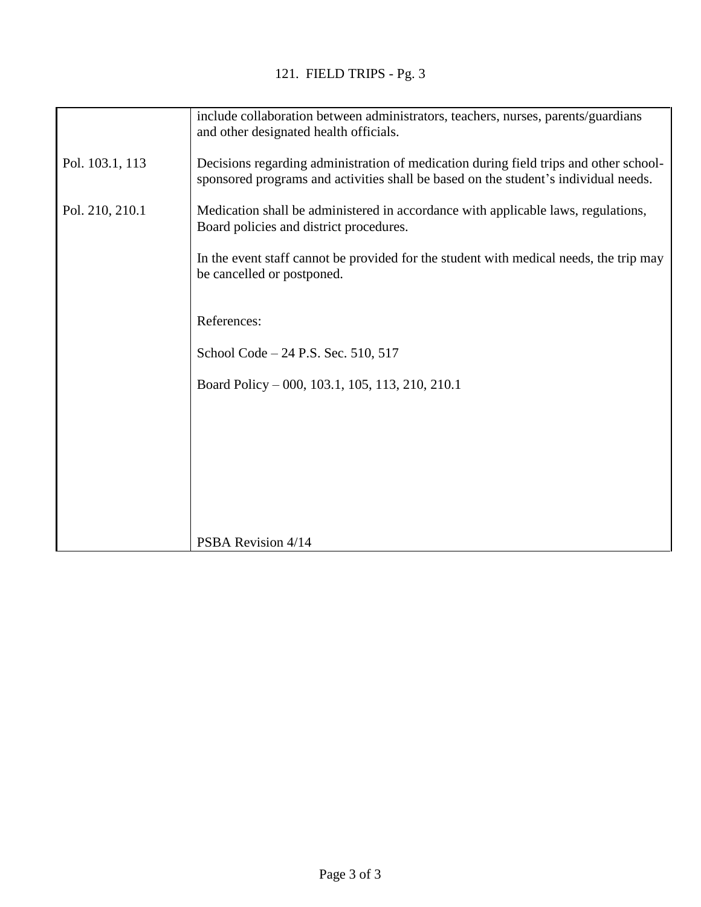| | |
|---|---|
| | include collaboration between administrators, teachers, nurses, parents/guardians and other designated health officials. |
| Pol. 103.1, 113 | Decisions regarding administration of medication during field trips and other school-sponsored programs and activities shall be based on the student's individual needs. |
| Pol. 210, 210.1 | Medication shall be administered in accordance with applicable laws, regulations, Board policies and district procedures. |
| | In the event staff cannot be provided for the student with medical needs, the trip may be cancelled or postponed. |
| | References: |
| | School Code – 24 P.S. Sec. 510, 517 |
| | Board Policy – 000, 103.1, 105, 113, 210, 210.1 |
| | PSBA Revision 4/14 |